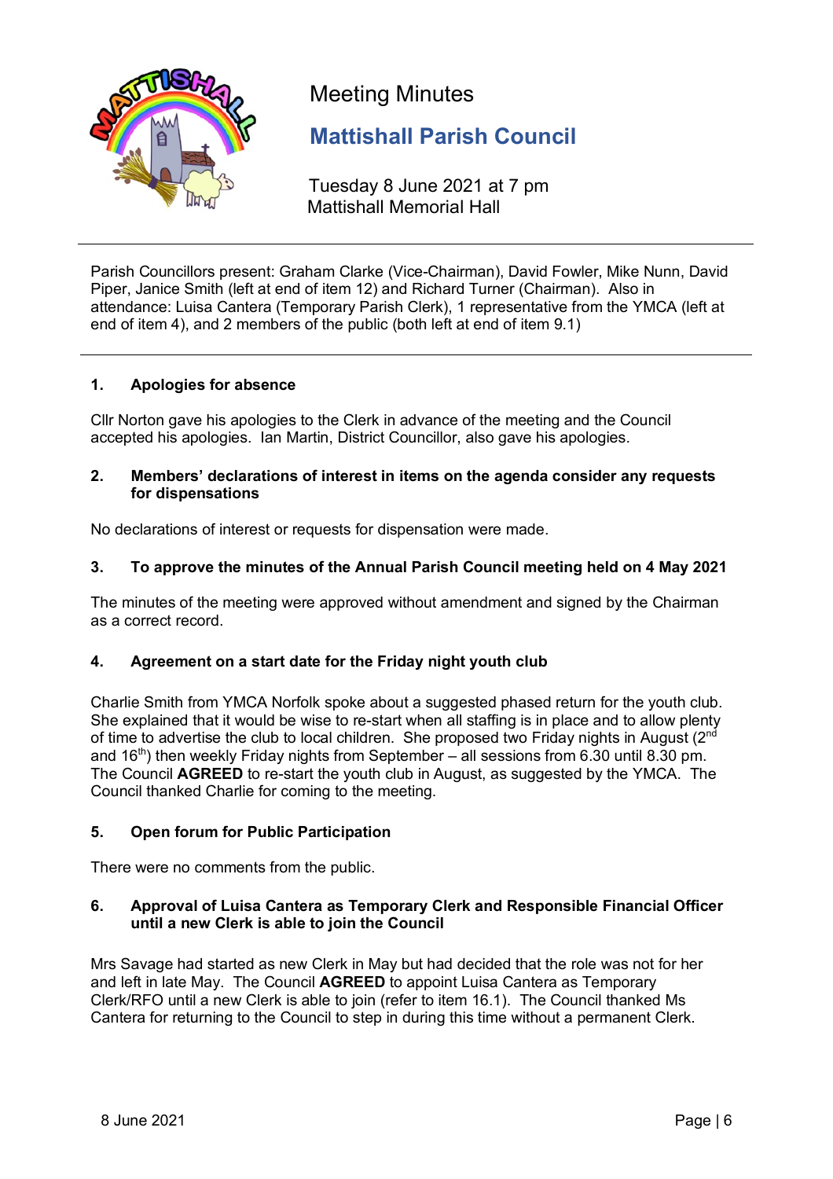# Meeting Minutes

## Mattishall Parish Council

Tuesday 8 June 2021 at 7 pm
Mattishall Memorial Hall

---

Parish Councillors present: Graham Clarke (Vice-Chairman), David Fowler, Mike Nunn, David Piper, Janice Smith (left at end of item 12) and Richard Turner (Chairman). Also in attendance: Luisa Cantera (Temporary Parish Clerk), 1 representative from the YMCA (left at end of item 4), and 2 members of the public (both left at end of item 9.1)

---

### 1. Apologies for absence

Cllr Norton gave his apologies to the Clerk in advance of the meeting and the Council accepted his apologies. Ian Martin, District Councillor, also gave his apologies.

### 2. Members' declarations of interest in items on the agenda consider any requests for dispensations

No declarations of interest or requests for dispensation were made.

### 3. To approve the minutes of the Annual Parish Council meeting held on 4 May 2021

The minutes of the meeting were approved without amendment and signed by the Chairman as a correct record.

### 4. Agreement on a start date for the Friday night youth club

Charlie Smith from YMCA Norfolk spoke about a suggested phased return for the youth club. She explained that it would be wise to re-start when all staffing is in place and to allow plenty of time to advertise the club to local children. She proposed two Friday nights in August (2nd and 16th) then weekly Friday nights from September – all sessions from 6.30 until 8.30 pm. The Council **AGREED** to re-start the youth club in August, as suggested by the YMCA. The Council thanked Charlie for coming to the meeting.

### 5. Open forum for Public Participation

There were no comments from the public.

### 6. Approval of Luisa Cantera as Temporary Clerk and Responsible Financial Officer until a new Clerk is able to join the Council

Mrs Savage had started as new Clerk in May but had decided that the role was not for her and left in late May. The Council **AGREED** to appoint Luisa Cantera as Temporary Clerk/RFO until a new Clerk is able to join (refer to item 16.1). The Council thanked Ms Cantera for returning to the Council to step in during this time without a permanent Clerk.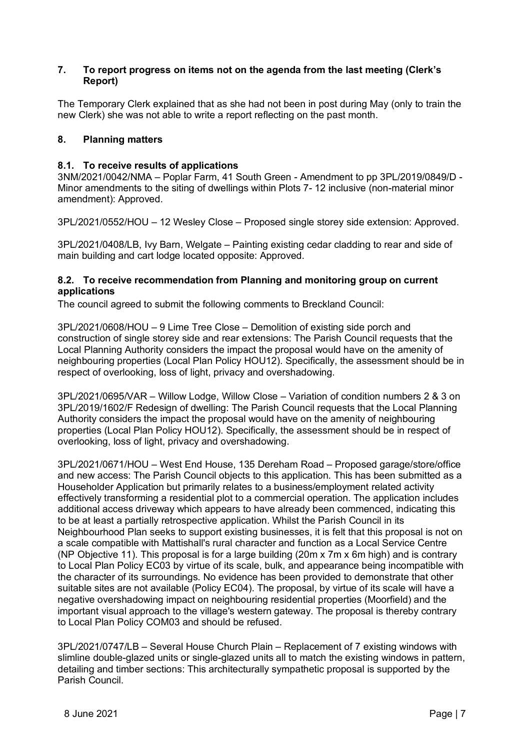## 7. To report progress on items not on the agenda from the last meeting (Clerk's Report)

The Temporary Clerk explained that as she had not been in post during May (only to train the new Clerk) she was not able to write a report reflecting on the past month.

## 8. Planning matters

### 8.1. To receive results of applications

3NM/2021/0042/NMA – Poplar Farm, 41 South Green - Amendment to pp 3PL/2019/0849/D - Minor amendments to the siting of dwellings within Plots 7- 12 inclusive (non-material minor amendment): Approved.

3PL/2021/0552/HOU – 12 Wesley Close – Proposed single storey side extension: Approved.

3PL/2021/0408/LB, Ivy Barn, Welgate – Painting existing cedar cladding to rear and side of main building and cart lodge located opposite: Approved.

### 8.2. To receive recommendation from Planning and monitoring group on current applications

The council agreed to submit the following comments to Breckland Council:

3PL/2021/0608/HOU – 9 Lime Tree Close – Demolition of existing side porch and construction of single storey side and rear extensions: The Parish Council requests that the Local Planning Authority considers the impact the proposal would have on the amenity of neighbouring properties (Local Plan Policy HOU12). Specifically, the assessment should be in respect of overlooking, loss of light, privacy and overshadowing.

3PL/2021/0695/VAR – Willow Lodge, Willow Close – Variation of condition numbers 2 & 3 on 3PL/2019/1602/F Redesign of dwelling: The Parish Council requests that the Local Planning Authority considers the impact the proposal would have on the amenity of neighbouring properties (Local Plan Policy HOU12). Specifically, the assessment should be in respect of overlooking, loss of light, privacy and overshadowing.

3PL/2021/0671/HOU – West End House, 135 Dereham Road – Proposed garage/store/office and new access: The Parish Council objects to this application. This has been submitted as a Householder Application but primarily relates to a business/employment related activity effectively transforming a residential plot to a commercial operation. The application includes additional access driveway which appears to have already been commenced, indicating this to be at least a partially retrospective application. Whilst the Parish Council in its Neighbourhood Plan seeks to support existing businesses, it is felt that this proposal is not on a scale compatible with Mattishall's rural character and function as a Local Service Centre (NP Objective 11). This proposal is for a large building (20m x 7m x 6m high) and is contrary to Local Plan Policy EC03 by virtue of its scale, bulk, and appearance being incompatible with the character of its surroundings. No evidence has been provided to demonstrate that other suitable sites are not available (Policy EC04). The proposal, by virtue of its scale will have a negative overshadowing impact on neighbouring residential properties (Moorfield) and the important visual approach to the village's western gateway. The proposal is thereby contrary to Local Plan Policy COM03 and should be refused.

3PL/2021/0747/LB – Several House Church Plain – Replacement of 7 existing windows with slimline double-glazed units or single-glazed units all to match the existing windows in pattern, detailing and timber sections: This architecturally sympathetic proposal is supported by the Parish Council.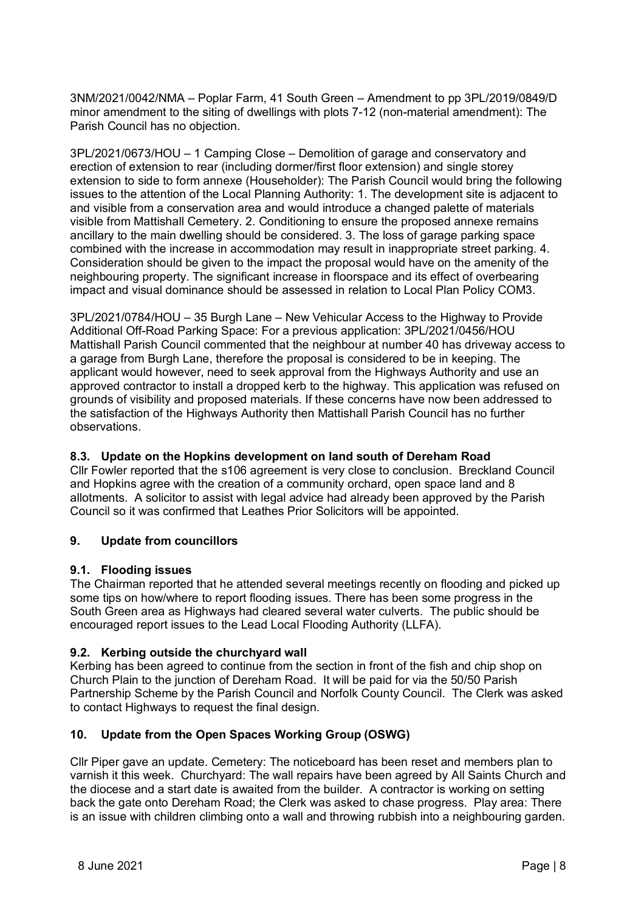3NM/2021/0042/NMA – Poplar Farm, 41 South Green – Amendment to pp 3PL/2019/0849/D minor amendment to the siting of dwellings with plots 7-12 (non-material amendment): The Parish Council has no objection.

3PL/2021/0673/HOU – 1 Camping Close – Demolition of garage and conservatory and erection of extension to rear (including dormer/first floor extension) and single storey extension to side to form annexe (Householder): The Parish Council would bring the following issues to the attention of the Local Planning Authority: 1. The development site is adjacent to and visible from a conservation area and would introduce a changed palette of materials visible from Mattishall Cemetery. 2. Conditioning to ensure the proposed annexe remains ancillary to the main dwelling should be considered. 3. The loss of garage parking space combined with the increase in accommodation may result in inappropriate street parking. 4. Consideration should be given to the impact the proposal would have on the amenity of the neighbouring property. The significant increase in floorspace and its effect of overbearing impact and visual dominance should be assessed in relation to Local Plan Policy COM3.

3PL/2021/0784/HOU – 35 Burgh Lane – New Vehicular Access to the Highway to Provide Additional Off-Road Parking Space: For a previous application: 3PL/2021/0456/HOU Mattishall Parish Council commented that the neighbour at number 40 has driveway access to a garage from Burgh Lane, therefore the proposal is considered to be in keeping. The applicant would however, need to seek approval from the Highways Authority and use an approved contractor to install a dropped kerb to the highway. This application was refused on grounds of visibility and proposed materials. If these concerns have now been addressed to the satisfaction of the Highways Authority then Mattishall Parish Council has no further observations.

### 8.3. Update on the Hopkins development on land south of Dereham Road

Cllr Fowler reported that the s106 agreement is very close to conclusion. Breckland Council and Hopkins agree with the creation of a community orchard, open space land and 8 allotments. A solicitor to assist with legal advice had already been approved by the Parish Council so it was confirmed that Leathes Prior Solicitors will be appointed.

## 9. Update from councillors

### 9.1. Flooding issues

The Chairman reported that he attended several meetings recently on flooding and picked up some tips on how/where to report flooding issues. There has been some progress in the South Green area as Highways had cleared several water culverts. The public should be encouraged report issues to the Lead Local Flooding Authority (LLFA).

### 9.2. Kerbing outside the churchyard wall

Kerbing has been agreed to continue from the section in front of the fish and chip shop on Church Plain to the junction of Dereham Road. It will be paid for via the 50/50 Parish Partnership Scheme by the Parish Council and Norfolk County Council. The Clerk was asked to contact Highways to request the final design.

## 10. Update from the Open Spaces Working Group (OSWG)

Cllr Piper gave an update. Cemetery: The noticeboard has been reset and members plan to varnish it this week. Churchyard: The wall repairs have been agreed by All Saints Church and the diocese and a start date is awaited from the builder. A contractor is working on setting back the gate onto Dereham Road; the Clerk was asked to chase progress. Play area: There is an issue with children climbing onto a wall and throwing rubbish into a neighbouring garden.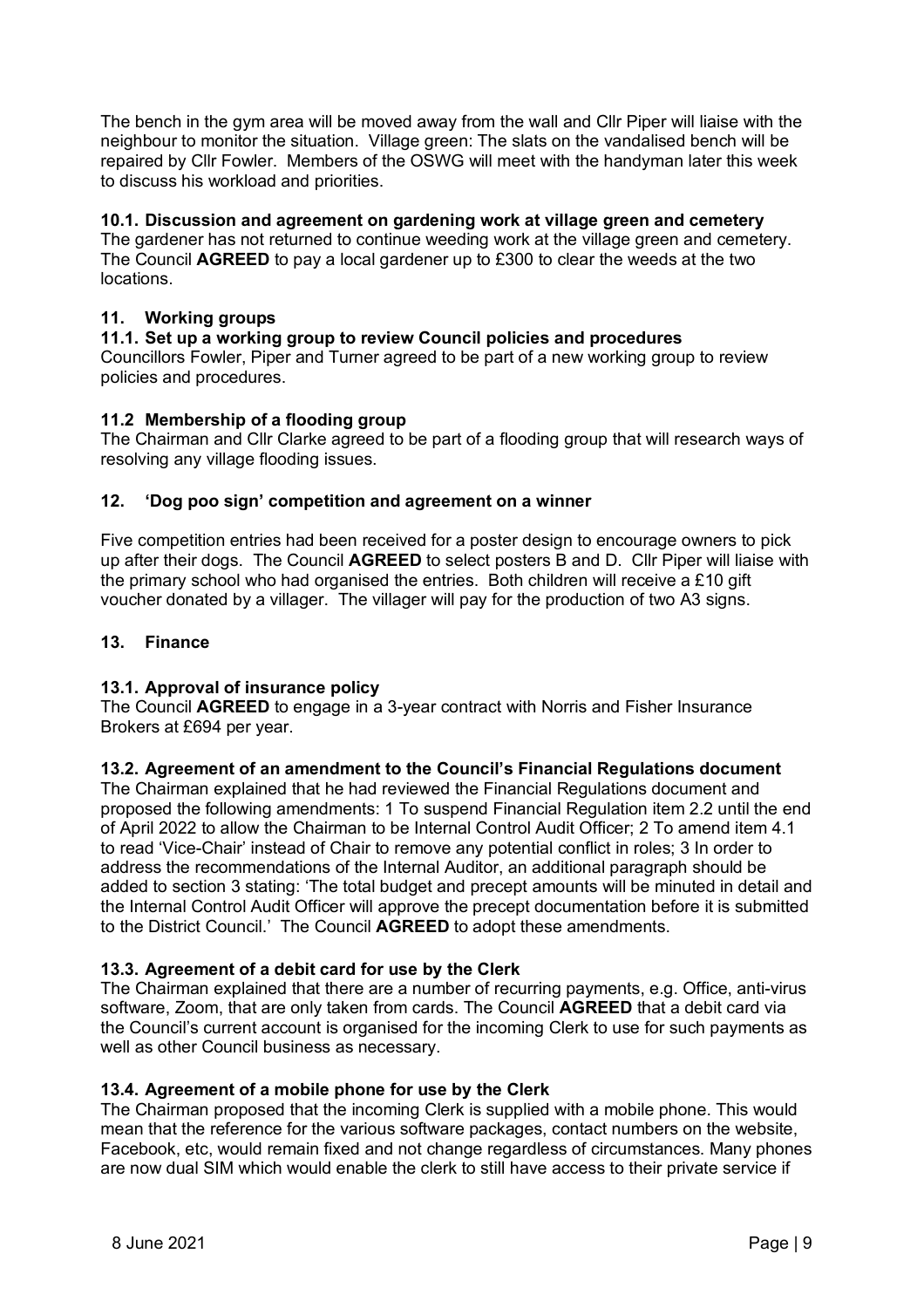The bench in the gym area will be moved away from the wall and Cllr Piper will liaise with the neighbour to monitor the situation. Village green: The slats on the vandalised bench will be repaired by Cllr Fowler. Members of the OSWG will meet with the handyman later this week to discuss his workload and priorities.

### 10.1. Discussion and agreement on gardening work at village green and cemetery

The gardener has not returned to continue weeding work at the village green and cemetery. The Council **AGREED** to pay a local gardener up to £300 to clear the weeds at the two locations.

## 11. Working groups

### 11.1. Set up a working group to review Council policies and procedures

Councillors Fowler, Piper and Turner agreed to be part of a new working group to review policies and procedures.

### 11.2 Membership of a flooding group

The Chairman and Cllr Clarke agreed to be part of a flooding group that will research ways of resolving any village flooding issues.

## 12. 'Dog poo sign' competition and agreement on a winner

Five competition entries had been received for a poster design to encourage owners to pick up after their dogs. The Council **AGREED** to select posters B and D. Cllr Piper will liaise with the primary school who had organised the entries. Both children will receive a £10 gift voucher donated by a villager. The villager will pay for the production of two A3 signs.

## 13. Finance

### 13.1. Approval of insurance policy

The Council **AGREED** to engage in a 3-year contract with Norris and Fisher Insurance Brokers at £694 per year.

### 13.2. Agreement of an amendment to the Council's Financial Regulations document

The Chairman explained that he had reviewed the Financial Regulations document and proposed the following amendments: 1 To suspend Financial Regulation item 2.2 until the end of April 2022 to allow the Chairman to be Internal Control Audit Officer; 2 To amend item 4.1 to read 'Vice-Chair' instead of Chair to remove any potential conflict in roles; 3 In order to address the recommendations of the Internal Auditor, an additional paragraph should be added to section 3 stating: 'The total budget and precept amounts will be minuted in detail and the Internal Control Audit Officer will approve the precept documentation before it is submitted to the District Council.' The Council **AGREED** to adopt these amendments.

### 13.3. Agreement of a debit card for use by the Clerk

The Chairman explained that there are a number of recurring payments, e.g. Office, anti-virus software, Zoom, that are only taken from cards. The Council **AGREED** that a debit card via the Council's current account is organised for the incoming Clerk to use for such payments as well as other Council business as necessary.

### 13.4. Agreement of a mobile phone for use by the Clerk

The Chairman proposed that the incoming Clerk is supplied with a mobile phone. This would mean that the reference for the various software packages, contact numbers on the website, Facebook, etc, would remain fixed and not change regardless of circumstances. Many phones are now dual SIM which would enable the clerk to still have access to their private service if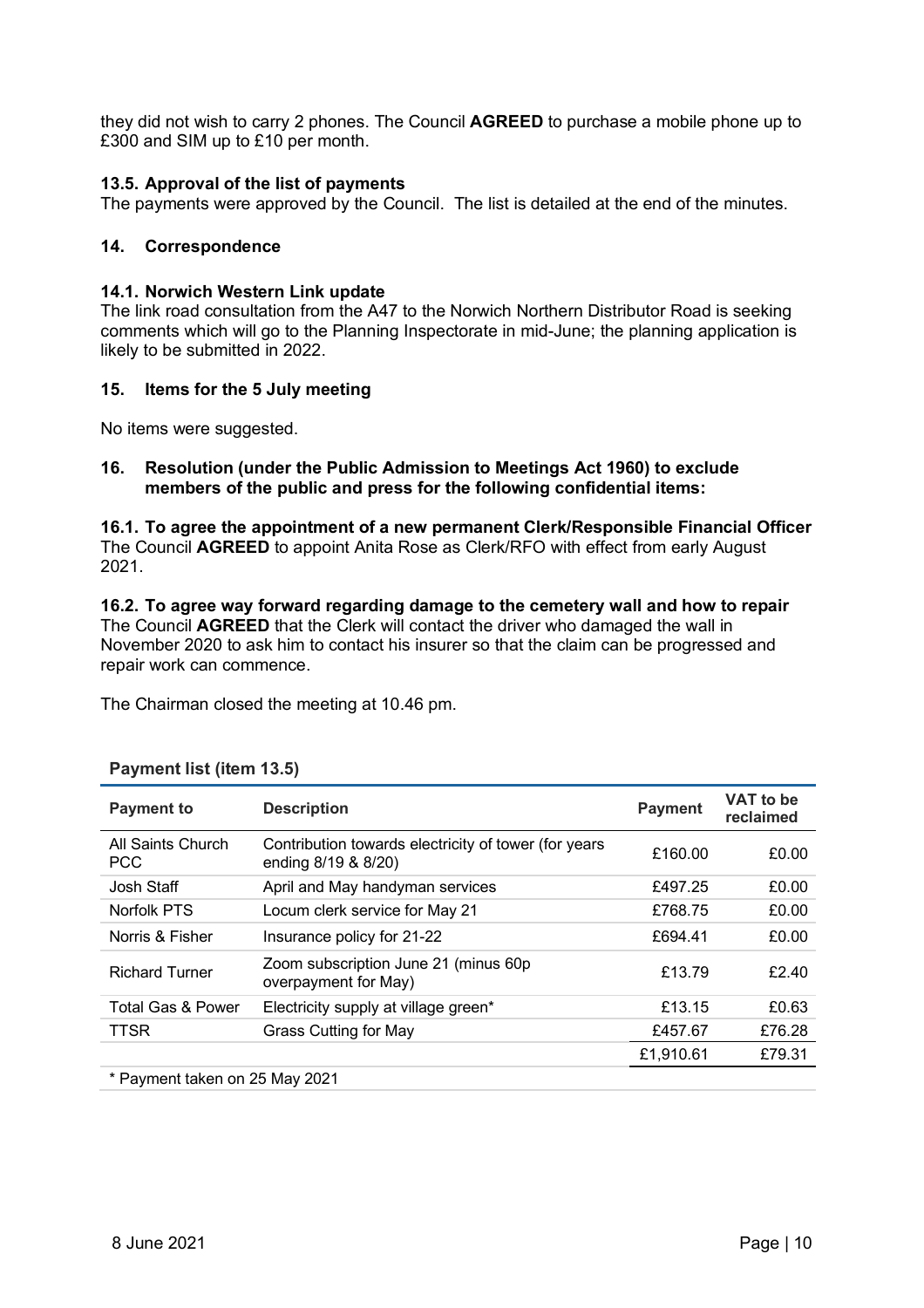they did not wish to carry 2 phones. The Council **AGREED** to purchase a mobile phone up to £300 and SIM up to £10 per month.

### 13.5. Approval of the list of payments

The payments were approved by the Council. The list is detailed at the end of the minutes.

## 14. Correspondence

### 14.1. Norwich Western Link update

The link road consultation from the A47 to the Norwich Northern Distributor Road is seeking comments which will go to the Planning Inspectorate in mid-June; the planning application is likely to be submitted in 2022.

## 15. Items for the 5 July meeting

No items were suggested.

## 16. Resolution (under the Public Admission to Meetings Act 1960) to exclude members of the public and press for the following confidential items:

### 16.1. To agree the appointment of a new permanent Clerk/Responsible Financial Officer

The Council **AGREED** to appoint Anita Rose as Clerk/RFO with effect from early August 2021.

### 16.2. To agree way forward regarding damage to the cemetery wall and how to repair

The Council **AGREED** that the Clerk will contact the driver who damaged the wall in November 2020 to ask him to contact his insurer so that the claim can be progressed and repair work can commence.

The Chairman closed the meeting at 10.46 pm.

### Payment list (item 13.5)

| Payment to | Description | Payment | VAT to be reclaimed |
|---|---|---|---|
| All Saints Church PCC | Contribution towards electricity of tower (for years ending 8/19 & 8/20) | £160.00 | £0.00 |
| Josh Staff | April and May handyman services | £497.25 | £0.00 |
| Norfolk PTS | Locum clerk service for May 21 | £768.75 | £0.00 |
| Norris & Fisher | Insurance policy for 21-22 | £694.41 | £0.00 |
| Richard Turner | Zoom subscription June 21 (minus 60p overpayment for May) | £13.79 | £2.40 |
| Total Gas & Power | Electricity supply at village green* | £13.15 | £0.63 |
| TTSR | Grass Cutting for May | £457.67 | £76.28 |
| | | £1,910.61 | £79.31 |

\* Payment taken on 25 May 2021